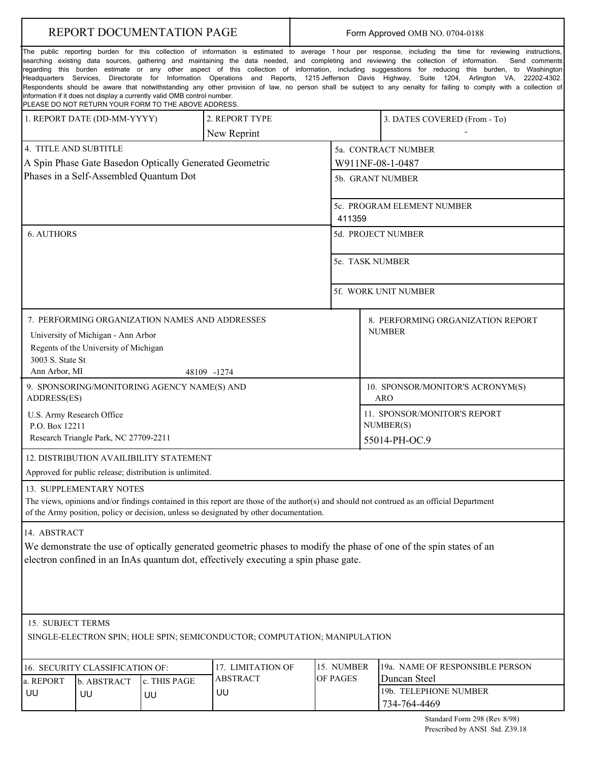# REPORT DOCUMENTATION PAGE

Form Approved OMB NO. 0704-0188

The public reporting burden for this collection of information is estimated to average 1 hour per response, including the time for reviewing instructions, searching existing data sources, gathering and maintaining the data needed, and completing and reviewing the collection of information. Send comments regarding this burden estimate or any other aspect of this collection of information, including suggesstions for reducing this burden, to Washington Headquarters Services, Directorate for Information Operations and Reports, 1215 Jefferson Davis Highway, Suite 1204, Arlington VA, 22202-4302. Respondents should be aware that notwithstanding any other provision of law, no person shall be subject to any oenalty for failing to comply with a collection of information if it does not display a currently valid OMB control number.
PLEASE DO NOT RETURN YOUR FORM TO THE ABOVE ADDRESS.

| 1. REPORT DATE (DD-MM-YYYY) | 2. REPORT TYPE | 3. DATES COVERED (From - To) |
|---|---|---|
| | New Reprint | - |

**4. TITLE AND SUBTITLE**
A Spin Phase Gate Basedon Optically Generated Geometric Phases in a Self-Assembled Quantum Dot

**5a. CONTRACT NUMBER**
W911NF-08-1-0487

**5b. GRANT NUMBER**

**5c. PROGRAM ELEMENT NUMBER**
411359

**6. AUTHORS**

**5d. PROJECT NUMBER**

**5e. TASK NUMBER**

**5f. WORK UNIT NUMBER**

**7. PERFORMING ORGANIZATION NAMES AND ADDRESSES**
University of Michigan - Ann Arbor
Regents of the University of Michigan
3003 S. State St
Ann Arbor, MI 48109 -1274

**8. PERFORMING ORGANIZATION REPORT NUMBER**

**9. SPONSORING/MONITORING AGENCY NAME(S) AND ADDRESS(ES)**
U.S. Army Research Office
P.O. Box 12211
Research Triangle Park, NC 27709-2211

**10. SPONSOR/MONITOR'S ACRONYM(S)**
ARO

**11. SPONSOR/MONITOR'S REPORT NUMBER(S)**
55014-PH-OC.9

**12. DISTRIBUTION AVAILIBILITY STATEMENT**
Approved for public release; distribution is unlimited.

**13. SUPPLEMENTARY NOTES**
The views, opinions and/or findings contained in this report are those of the author(s) and should not contrued as an official Department of the Army position, policy or decision, unless so designated by other documentation.

**14. ABSTRACT**
We demonstrate the use of optically generated geometric phases to modify the phase of one of the spin states of an electron confined in an InAs quantum dot, effectively executing a spin phase gate.

**15. SUBJECT TERMS**
SINGLE-ELECTRON SPIN; HOLE SPIN; SEMICONDUCTOR; COMPUTATION; MANIPULATION

| 16. SECURITY CLASSIFICATION OF: | | | 17. LIMITATION OF ABSTRACT | 15. NUMBER OF PAGES | 19a. NAME OF RESPONSIBLE PERSON |
|---|---|---|---|---|---|
| a. REPORT | b. ABSTRACT | c. THIS PAGE | | | Duncan Steel |
| UU | UU | UU | UU | | 19b. TELEPHONE NUMBER 734-764-4469 |

Standard Form 298 (Rev 8/98)
Prescribed by ANSI Std. Z39.18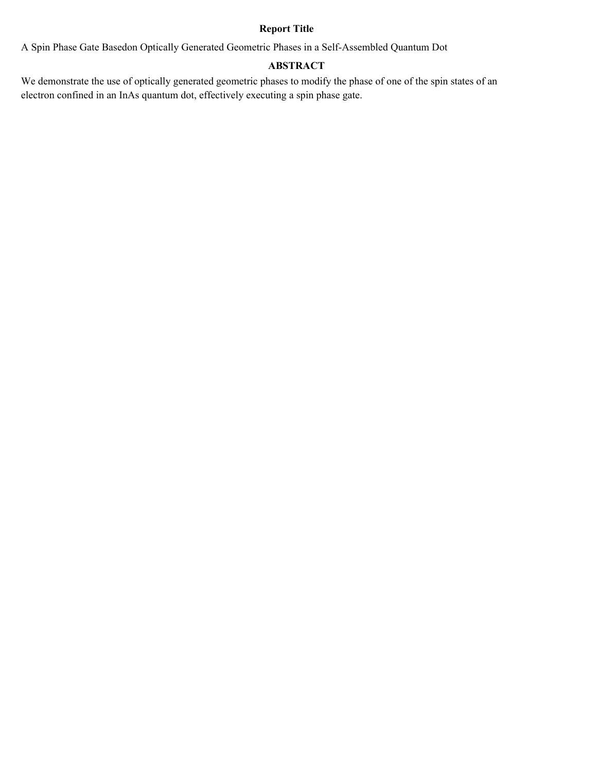## Report Title

A Spin Phase Gate Basedon Optically Generated Geometric Phases in a Self-Assembled Quantum Dot

## ABSTRACT

We demonstrate the use of optically generated geometric phases to modify the phase of one of the spin states of an electron confined in an InAs quantum dot, effectively executing a spin phase gate.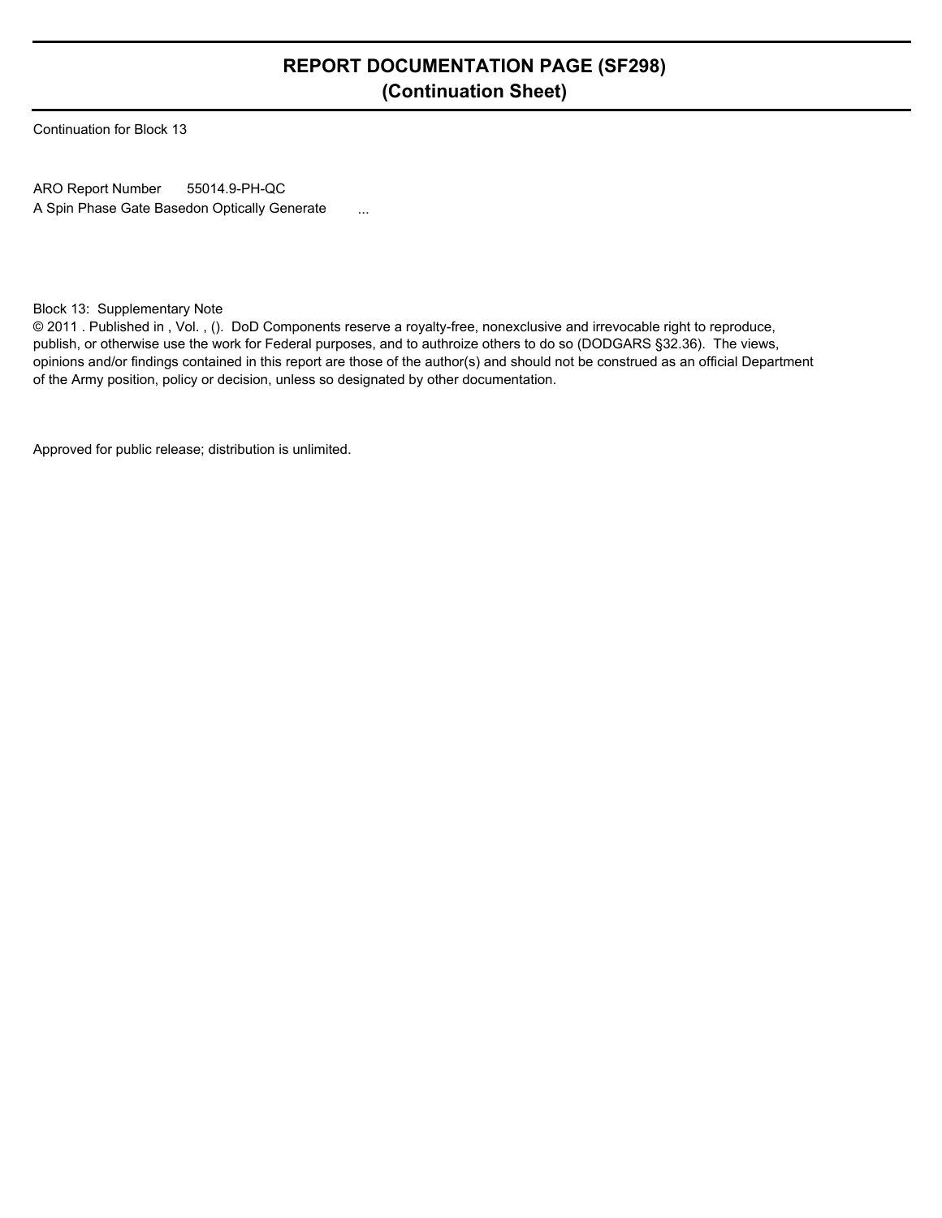# REPORT DOCUMENTATION PAGE (SF298)
## (Continuation Sheet)

Continuation for Block 13

ARO Report Number 55014.9-PH-QC
A Spin Phase Gate Basedon Optically Generate ...

Block 13: Supplementary Note
© 2011 . Published in , Vol. , (). DoD Components reserve a royalty-free, nonexclusive and irrevocable right to reproduce, publish, or otherwise use the work for Federal purposes, and to authroize others to do so (DODGARS §32.36). The views, opinions and/or findings contained in this report are those of the author(s) and should not be construed as an official Department of the Army position, policy or decision, unless so designated by other documentation.

Approved for public release; distribution is unlimited.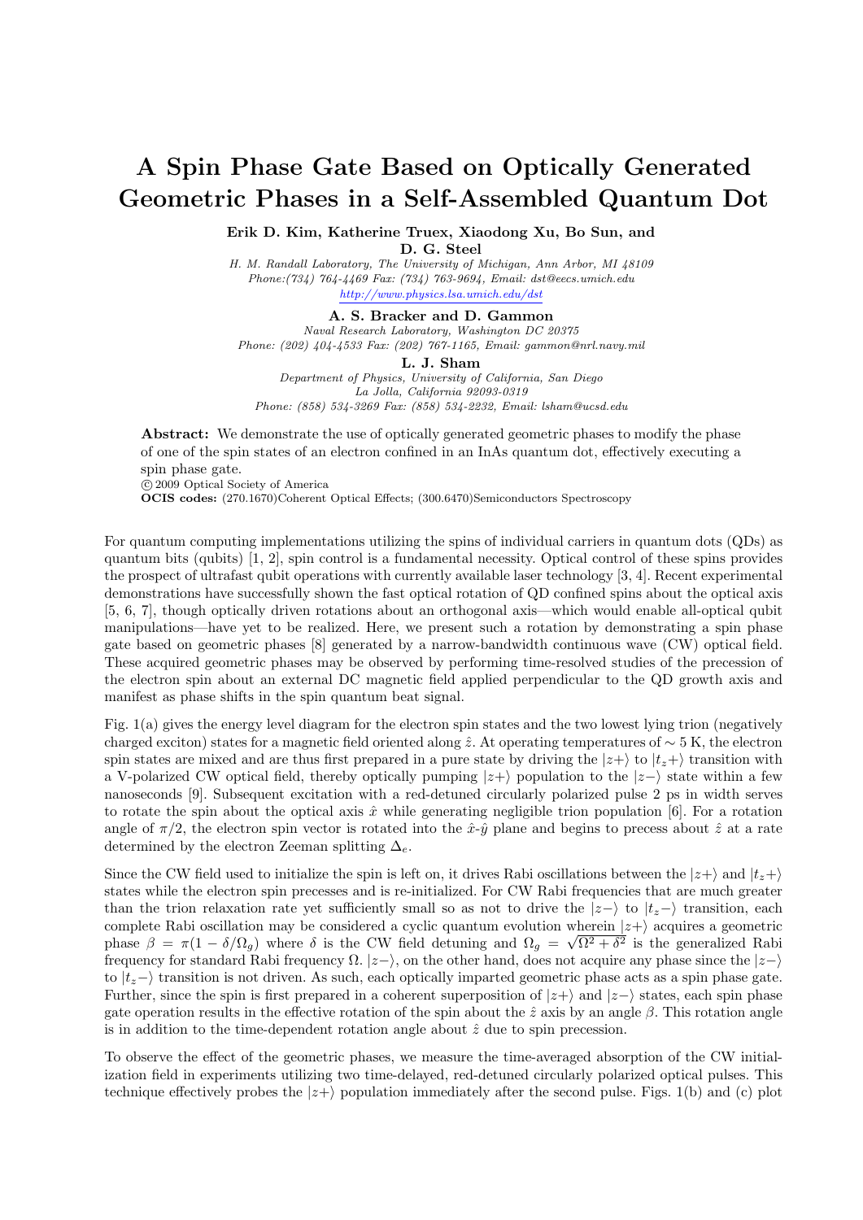# A Spin Phase Gate Based on Optically Generated Geometric Phases in a Self-Assembled Quantum Dot

**Erik D. Kim, Katherine Truex, Xiaodong Xu, Bo Sun, and D. G. Steel**

*H. M. Randall Laboratory, The University of Michigan, Ann Arbor, MI 48109*
*Phone:(734) 764-4469 Fax: (734) 763-9694, Email: dst@eecs.umich.edu*
*http://www.physics.lsa.umich.edu/dst*

**A. S. Bracker and D. Gammon**

*Naval Research Laboratory, Washington DC 20375*
*Phone: (202) 404-4533 Fax: (202) 767-1165, Email: gammon@nrl.navy.mil*

**L. J. Sham**

*Department of Physics, University of California, San Diego*
*La Jolla, California 92093-0319*
*Phone: (858) 534-3269 Fax: (858) 534-2232, Email: lsham@ucsd.edu*

**Abstract:** We demonstrate the use of optically generated geometric phases to modify the phase of one of the spin states of an electron confined in an InAs quantum dot, effectively executing a spin phase gate.
© 2009 Optical Society of America
**OCIS codes:** (270.1670)Coherent Optical Effects; (300.6470)Semiconductors Spectroscopy

For quantum computing implementations utilizing the spins of individual carriers in quantum dots (QDs) as quantum bits (qubits) [1, 2], spin control is a fundamental necessity. Optical control of these spins provides the prospect of ultrafast qubit operations with currently available laser technology [3, 4]. Recent experimental demonstrations have successfully shown the fast optical rotation of QD confined spins about the optical axis [5, 6, 7], though optically driven rotations about an orthogonal axis—which would enable all-optical qubit manipulations—have yet to be realized. Here, we present such a rotation by demonstrating a spin phase gate based on geometric phases [8] generated by a narrow-bandwidth continuous wave (CW) optical field. These acquired geometric phases may be observed by performing time-resolved studies of the precession of the electron spin about an external DC magnetic field applied perpendicular to the QD growth axis and manifest as phase shifts in the spin quantum beat signal.

Fig. 1(a) gives the energy level diagram for the electron spin states and the two lowest lying trion (negatively charged exciton) states for a magnetic field oriented along $\hat{z}$. At operating temperatures of $\sim 5$ K, the electron spin states are mixed and are thus first prepared in a pure state by driving the $|z+\rangle$ to $|t_z+\rangle$ transition with a V-polarized CW optical field, thereby optically pumping $|z+\rangle$ population to the $|z-\rangle$ state within a few nanoseconds [9]. Subsequent excitation with a red-detuned circularly polarized pulse 2 ps in width serves to rotate the spin about the optical axis $\hat{x}$ while generating negligible trion population [6]. For a rotation angle of $\pi/2$, the electron spin vector is rotated into the $\hat{x}$-$\hat{y}$ plane and begins to precess about $\hat{z}$ at a rate determined by the electron Zeeman splitting $\Delta_e$.

Since the CW field used to initialize the spin is left on, it drives Rabi oscillations between the $|z+\rangle$ and $|t_z+\rangle$ states while the electron spin precesses and is re-initialized. For CW Rabi frequencies that are much greater than the trion relaxation rate yet sufficiently small so as not to drive the $|z-\rangle$ to $|t_z-\rangle$ transition, each complete Rabi oscillation may be considered a cyclic quantum evolution wherein $|z+\rangle$ acquires a geometric phase $\beta = \pi(1 - \delta/\Omega_g)$ where $\delta$ is the CW field detuning and $\Omega_g = \sqrt{\Omega^2 + \delta^2}$ is the generalized Rabi frequency for standard Rabi frequency $\Omega$. $|z-\rangle$, on the other hand, does not acquire any phase since the $|z-\rangle$ to $|t_z-\rangle$ transition is not driven. As such, each optically imparted geometric phase acts as a spin phase gate. Further, since the spin is first prepared in a coherent superposition of $|z+\rangle$ and $|z-\rangle$ states, each spin phase gate operation results in the effective rotation of the spin about the $\hat{z}$ axis by an angle $\beta$. This rotation angle is in addition to the time-dependent rotation angle about $\hat{z}$ due to spin precession.

To observe the effect of the geometric phases, we measure the time-averaged absorption of the CW initialization field in experiments utilizing two time-delayed, red-detuned circularly polarized optical pulses. This technique effectively probes the $|z+\rangle$ population immediately after the second pulse. Figs. 1(b) and (c) plot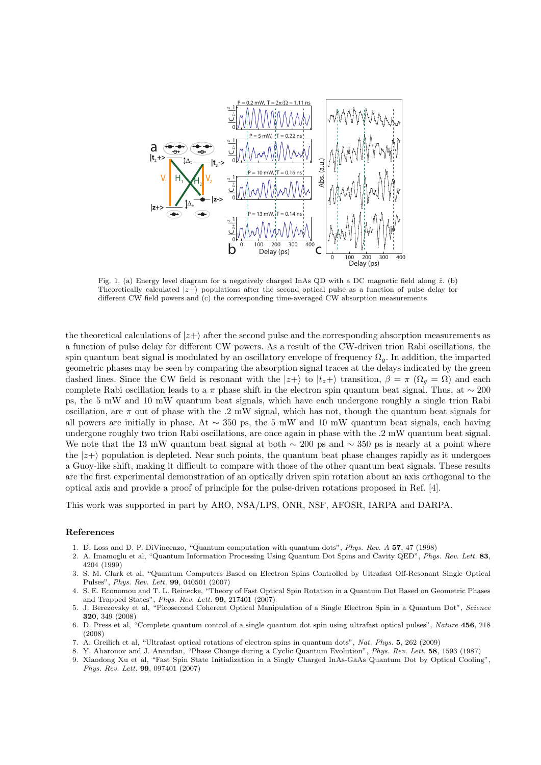a

$|t_z+\rangle$ $\Delta_t$ $|t_z-\rangle$

$V_1$ $H_1$ $H_2$ $V_2$

$|z+\rangle$ $\Delta_e$ $|z-\rangle$

b

P = 0.2 mW, T = 2π/Ω = 1.11 ns

P = 5 mW, T = 0.22 ns

P = 10 mW, T = 0.16 ns

P = 13 mW, T = 0.14 ns

$|C_{z+}|^2$

0 100 200 300 400

Delay (ps)

c

Abs. (a.u.)

0 100 200 300 400

Delay (ps)

Fig. 1. (a) Energy level diagram for a negatively charged InAs QD with a DC magnetic field along $\hat{z}$. (b) Theoretically calculated $|z+\rangle$ populations after the second optical pulse as a function of pulse delay for different CW field powers and (c) the corresponding time-averaged CW absorption measurements.

the theoretical calculations of $|z+\rangle$ after the second pulse and the corresponding absorption measurements as a function of pulse delay for different CW powers. As a result of the CW-driven trion Rabi oscillations, the spin quantum beat signal is modulated by an oscillatory envelope of frequency $\Omega_g$. In addition, the imparted geometric phases may be seen by comparing the absorption signal traces at the delays indicated by the green dashed lines. Since the CW field is resonant with the $|z+\rangle$ to $|t_z+\rangle$ transition, $\beta = \pi$ ($\Omega_g = \Omega$) and each complete Rabi oscillation leads to a $\pi$ phase shift in the electron spin quantum beat signal. Thus, at $\sim 200$ ps, the 5 mW and 10 mW quantum beat signals, which have each undergone roughly a single trion Rabi oscillation, are $\pi$ out of phase with the .2 mW signal, which has not, though the quantum beat signals for all powers are initially in phase. At $\sim 350$ ps, the 5 mW and 10 mW quantum beat signals, each having undergone roughly two trion Rabi oscillations, are once again in phase with the .2 mW quantum beat signal. We note that the 13 mW quantum beat signal at both $\sim 200$ ps and $\sim 350$ ps is nearly at a point where the $|z+\rangle$ population is depleted. Near such points, the quantum beat phase changes rapidly as it undergoes a Guoy-like shift, making it difficult to compare with those of the other quantum beat signals. These results are the first experimental demonstration of an optically driven spin rotation about an axis orthogonal to the optical axis and provide a proof of principle for the pulse-driven rotations proposed in Ref. [4].

This work was supported in part by ARO, NSA/LPS, ONR, NSF, AFOSR, IARPA and DARPA.

## References

1. D. Loss and D. P. DiVincenzo, "Quantum computation with quantum dots", *Phys. Rev. A* **57**, 47 (1998)
2. A. Imamoglu et al, "Quantum Information Processing Using Quantum Dot Spins and Cavity QED", *Phys. Rev. Lett.* **83**, 4204 (1999)
3. S. M. Clark et al, "Quantum Computers Based on Electron Spins Controlled by Ultrafast Off-Resonant Single Optical Pulses", *Phys. Rev. Lett.* **99**, 040501 (2007)
4. S. E. Economou and T. L. Reinecke, "Theory of Fast Optical Spin Rotation in a Quantum Dot Based on Geometric Phases and Trapped States", *Phys. Rev. Lett.* **99**, 217401 (2007)
5. J. Berezovsky et al, "Picosecond Coherent Optical Manipulation of a Single Electron Spin in a Quantum Dot", *Science* **320**, 349 (2008)
6. D. Press et al, "Complete quantum control of a single quantum dot spin using ultrafast optical pulses", *Nature* **456**, 218 (2008)
7. A. Greilich et al, "Ultrafast optical rotations of electron spins in quantum dots", *Nat. Phys.* **5**, 262 (2009)
8. Y. Aharonov and J. Anandan, "Phase Change during a Cyclic Quantum Evolution", *Phys. Rev. Lett.* **58**, 1593 (1987)
9. Xiaodong Xu et al, "Fast Spin State Initialization in a Singly Charged InAs-GaAs Quantum Dot by Optical Cooling", *Phys. Rev. Lett.* **99**, 097401 (2007)